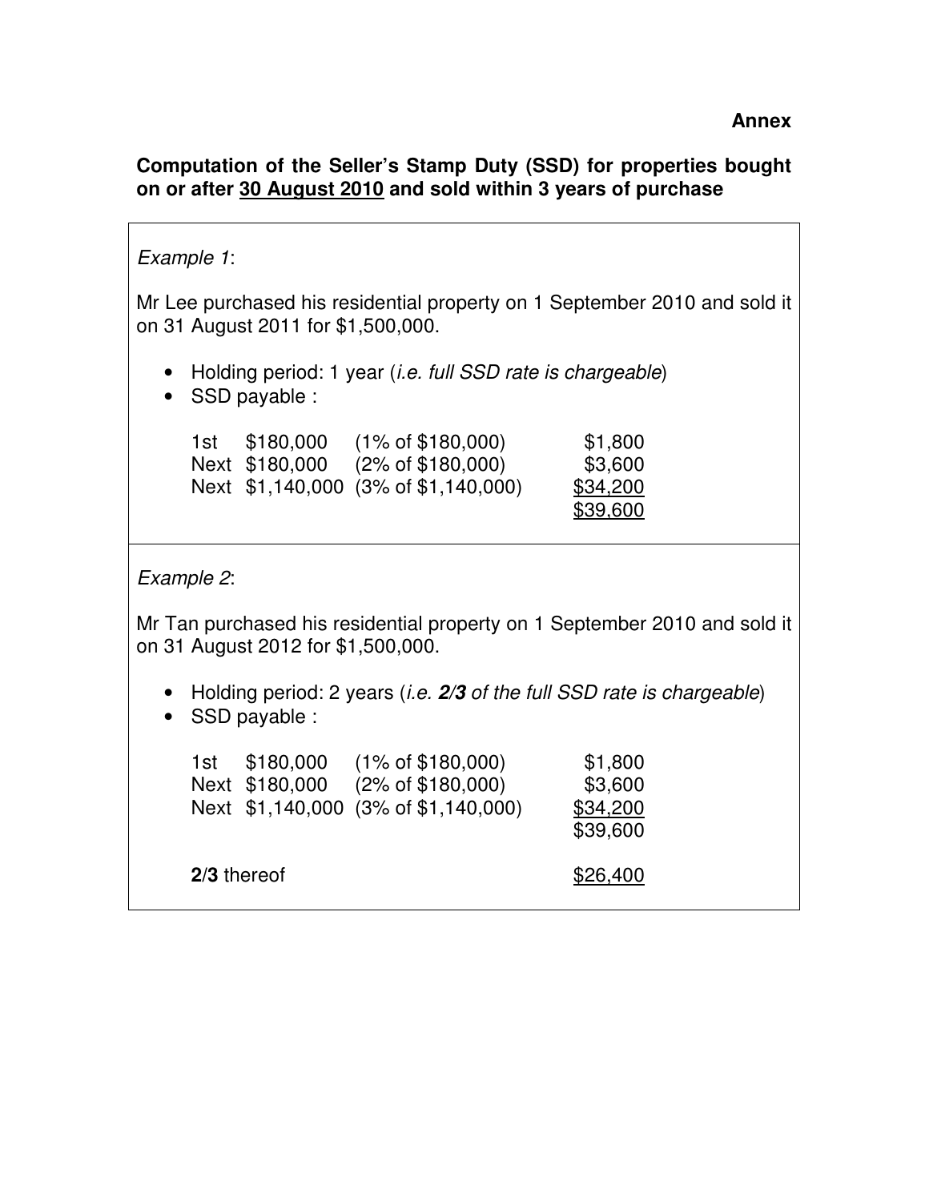**Annex**

**Computation of the Seller's Stamp Duty (SSD) for properties bought on or after <u>30 August 2010</u> and sold within 3 years of purchase**

*Example 1*:

Mr Lee purchased his residential property on 1 September 2010 and sold it on 31 August 2011 for $1,500,000.

- Holding period: 1 year (*i.e. full SSD rate is chargeable*)
- SSD payable :

| | | | |
|---|---|---|---|
| 1st | $180,000 | (1% of $180,000) | $1,800 |
| Next | $180,000 | (2% of $180,000) | $3,600 |
| Next | $1,140,000 | (3% of $1,140,000) | <u>$34,200</u> |
| | | | <u>$39,600</u> |

*Example 2*:

Mr Tan purchased his residential property on 1 September 2010 and sold it on 31 August 2012 for $1,500,000.

- Holding period: 2 years (*i.e. **2/3** of the full SSD rate is chargeable*)
- SSD payable :

| | | | |
|---|---|---|---|
| 1st | $180,000 | (1% of $180,000) | $1,800 |
| Next | $180,000 | (2% of $180,000) | $3,600 |
| Next | $1,140,000 | (3% of $1,140,000) | <u>$34,200</u> |
| | | | $39,600 |
| **2**/**3** thereof | | | <u>$26,400</u> |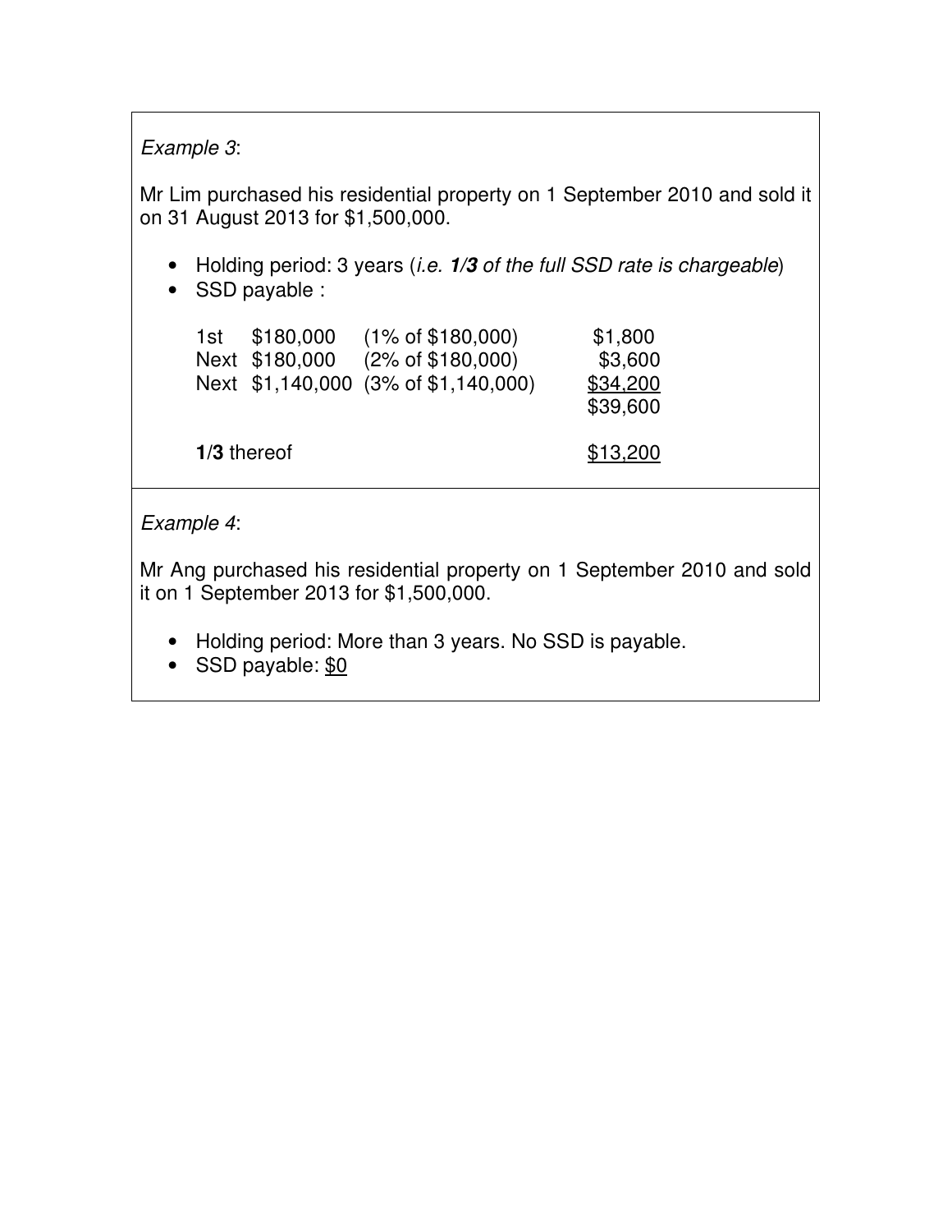*Example 3*:

Mr Lim purchased his residential property on 1 September 2010 and sold it on 31 August 2013 for $1,500,000.

- Holding period: 3 years (*i.e.* ***1/3*** *of the full SSD rate is chargeable*)
- SSD payable :

| | | | |
|---|---|---|---|
| 1st | $180,000 | (1% of $180,000) | $1,800 |
| Next | $180,000 | (2% of $180,000) | $3,600 |
| Next | $1,140,000 | (3% of $1,140,000) | <u>$34,200</u> |
| | | | $39,600 |
| **1**/**3** thereof | | | <u>$13,200</u> |

*Example 4*:

Mr Ang purchased his residential property on 1 September 2010 and sold it on 1 September 2013 for $1,500,000.

- Holding period: More than 3 years. No SSD is payable.
- SSD payable: <u>$0</u>